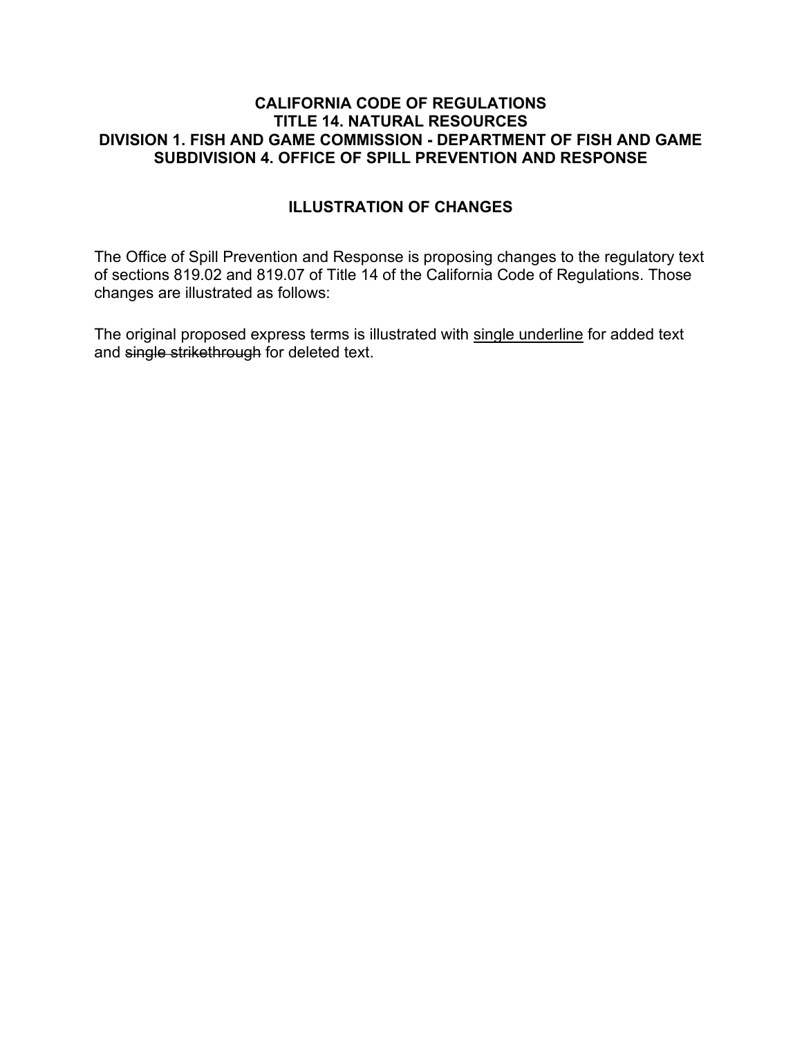# CALIFORNIA CODE OF REGULATIONS
# TITLE 14. NATURAL RESOURCES
# DIVISION 1. FISH AND GAME COMMISSION - DEPARTMENT OF FISH AND GAME
# SUBDIVISION 4. OFFICE OF SPILL PREVENTION AND RESPONSE

## ILLUSTRATION OF CHANGES

The Office of Spill Prevention and Response is proposing changes to the regulatory text of sections 819.02 and 819.07 of Title 14 of the California Code of Regulations. Those changes are illustrated as follows:

The original proposed express terms is illustrated with <u>single underline</u> for added text and ~~single strikethrough~~ for deleted text.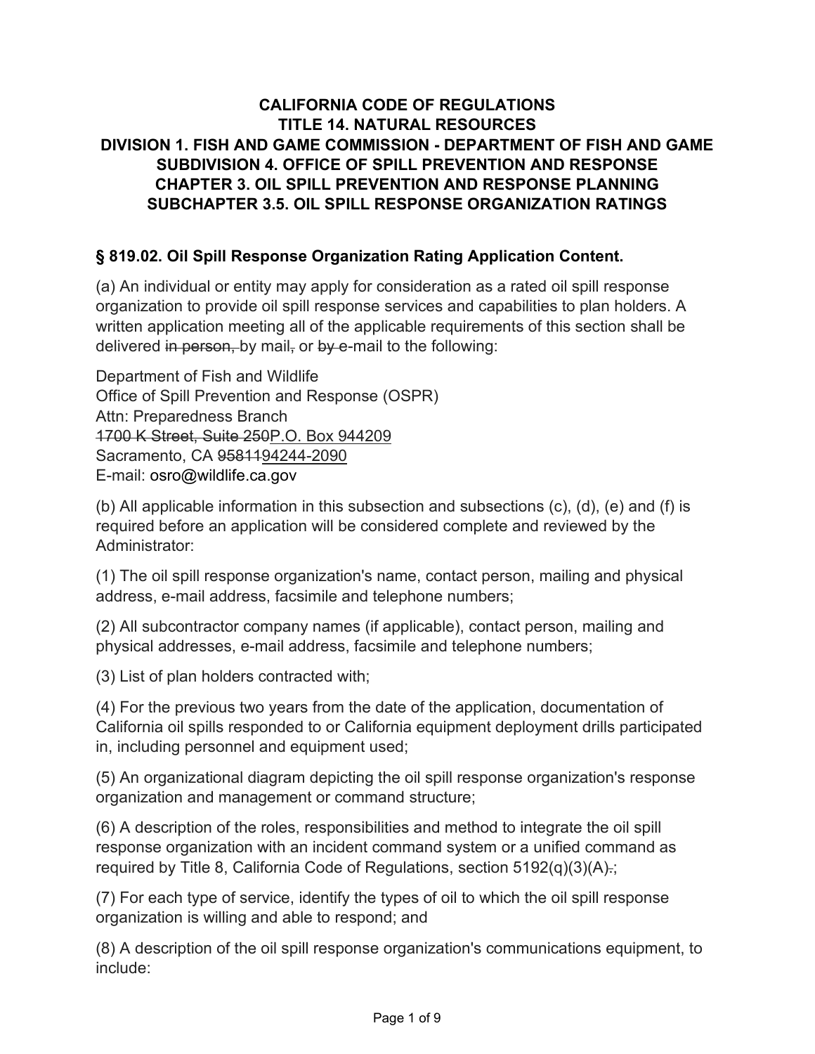**CALIFORNIA CODE OF REGULATIONS**
**TITLE 14. NATURAL RESOURCES**
**DIVISION 1. FISH AND GAME COMMISSION - DEPARTMENT OF FISH AND GAME**
**SUBDIVISION 4. OFFICE OF SPILL PREVENTION AND RESPONSE**
**CHAPTER 3. OIL SPILL PREVENTION AND RESPONSE PLANNING**
**SUBCHAPTER 3.5. OIL SPILL RESPONSE ORGANIZATION RATINGS**

## § 819.02. Oil Spill Response Organization Rating Application Content.

(a) An individual or entity may apply for consideration as a rated oil spill response organization to provide oil spill response services and capabilities to plan holders. A written application meeting all of the applicable requirements of this section shall be delivered ~~in person,~~ by mail~~,~~ or ~~by~~ e-mail to the following:

Department of Fish and Wildlife
Office of Spill Prevention and Response (OSPR)
Attn: Preparedness Branch
~~1700 K Street, Suite 250~~<u>P.O. Box 944209</u>
Sacramento, CA ~~95811~~<u>94244-2090</u>
E-mail: osro@wildlife.ca.gov

(b) All applicable information in this subsection and subsections (c), (d), (e) and (f) is required before an application will be considered complete and reviewed by the Administrator:

(1) The oil spill response organization's name, contact person, mailing and physical address, e-mail address, facsimile and telephone numbers;

(2) All subcontractor company names (if applicable), contact person, mailing and physical addresses, e-mail address, facsimile and telephone numbers;

(3) List of plan holders contracted with;

(4) For the previous two years from the date of the application, documentation of California oil spills responded to or California equipment deployment drills participated in, including personnel and equipment used;

(5) An organizational diagram depicting the oil spill response organization's response organization and management or command structure;

(6) A description of the roles, responsibilities and method to integrate the oil spill response organization with an incident command system or a unified command as required by Title 8, California Code of Regulations, section 5192(q)(3)(A)~~.~~;

(7) For each type of service, identify the types of oil to which the oil spill response organization is willing and able to respond; and

(8) A description of the oil spill response organization's communications equipment, to include: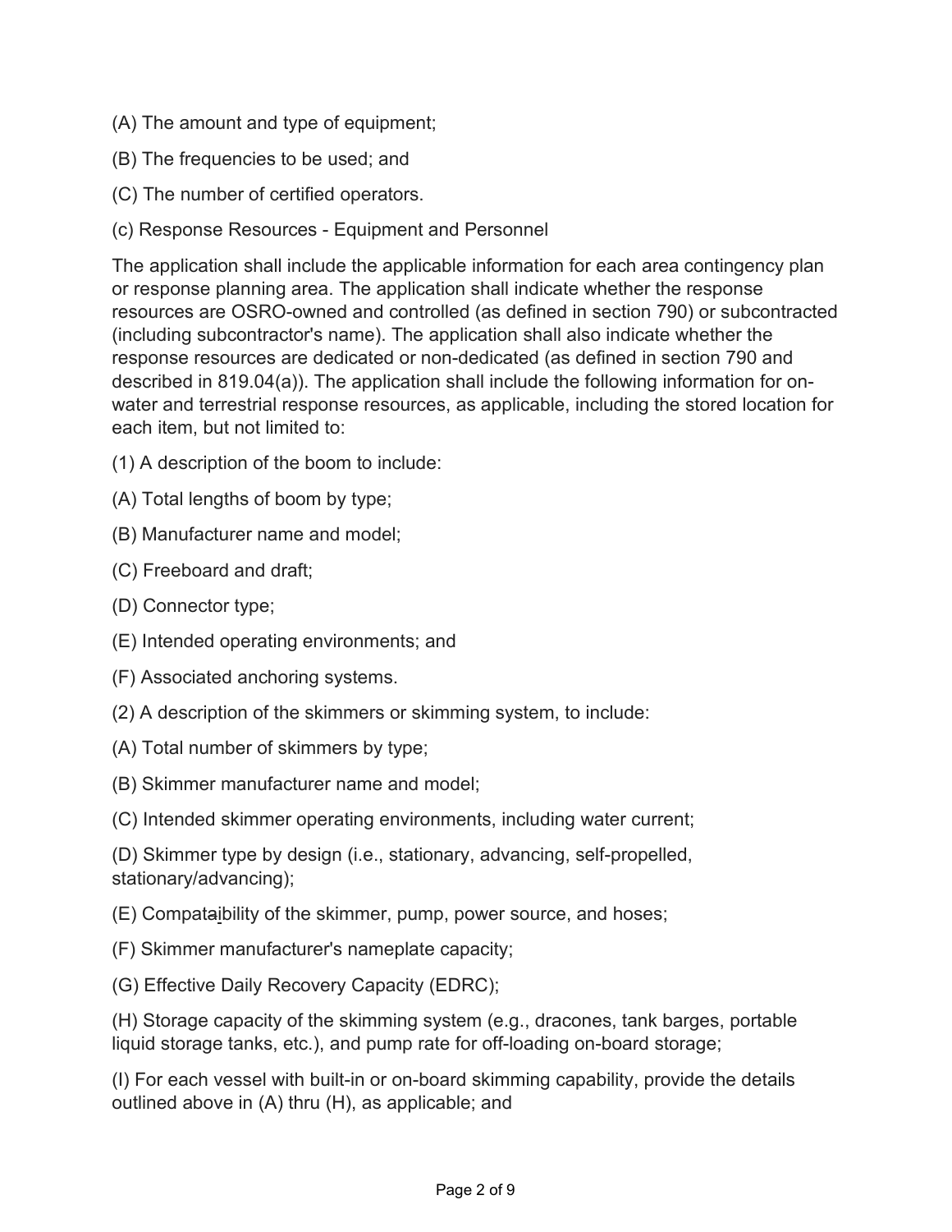(A) The amount and type of equipment;

(B) The frequencies to be used; and

(C) The number of certified operators.

(c) Response Resources - Equipment and Personnel

The application shall include the applicable information for each area contingency plan or response planning area. The application shall indicate whether the response resources are OSRO-owned and controlled (as defined in section 790) or subcontracted (including subcontractor's name). The application shall also indicate whether the response resources are dedicated or non-dedicated (as defined in section 790 and described in 819.04(a)). The application shall include the following information for on-water and terrestrial response resources, as applicable, including the stored location for each item, but not limited to:

(1) A description of the boom to include:

(A) Total lengths of boom by type;

(B) Manufacturer name and model;

(C) Freeboard and draft;

(D) Connector type;

(E) Intended operating environments; and

(F) Associated anchoring systems.

(2) A description of the skimmers or skimming system, to include:

(A) Total number of skimmers by type;

(B) Skimmer manufacturer name and model;

(C) Intended skimmer operating environments, including water current;

(D) Skimmer type by design (i.e., stationary, advancing, self-propelled, stationary/advancing);

(E) Compataibility of the skimmer, pump, power source, and hoses;

(F) Skimmer manufacturer's nameplate capacity;

(G) Effective Daily Recovery Capacity (EDRC);

(H) Storage capacity of the skimming system (e.g., dracones, tank barges, portable liquid storage tanks, etc.), and pump rate for off-loading on-board storage;

(I) For each vessel with built-in or on-board skimming capability, provide the details outlined above in (A) thru (H), as applicable; and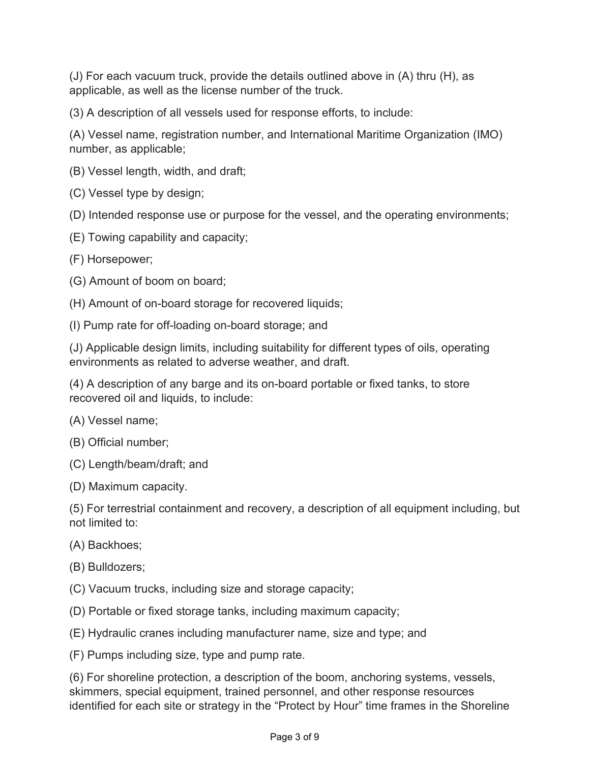(J) For each vacuum truck, provide the details outlined above in (A) thru (H), as applicable, as well as the license number of the truck.

(3) A description of all vessels used for response efforts, to include:

(A) Vessel name, registration number, and International Maritime Organization (IMO) number, as applicable;

(B) Vessel length, width, and draft;

(C) Vessel type by design;

(D) Intended response use or purpose for the vessel, and the operating environments;

(E) Towing capability and capacity;

(F) Horsepower;

(G) Amount of boom on board;

(H) Amount of on-board storage for recovered liquids;

(I) Pump rate for off-loading on-board storage; and

(J) Applicable design limits, including suitability for different types of oils, operating environments as related to adverse weather, and draft.

(4) A description of any barge and its on-board portable or fixed tanks, to store recovered oil and liquids, to include:

(A) Vessel name;

(B) Official number;

(C) Length/beam/draft; and

(D) Maximum capacity.

(5) For terrestrial containment and recovery, a description of all equipment including, but not limited to:

(A) Backhoes;

(B) Bulldozers;

(C) Vacuum trucks, including size and storage capacity;

(D) Portable or fixed storage tanks, including maximum capacity;

(E) Hydraulic cranes including manufacturer name, size and type; and

(F) Pumps including size, type and pump rate.

(6) For shoreline protection, a description of the boom, anchoring systems, vessels, skimmers, special equipment, trained personnel, and other response resources identified for each site or strategy in the "Protect by Hour" time frames in the Shoreline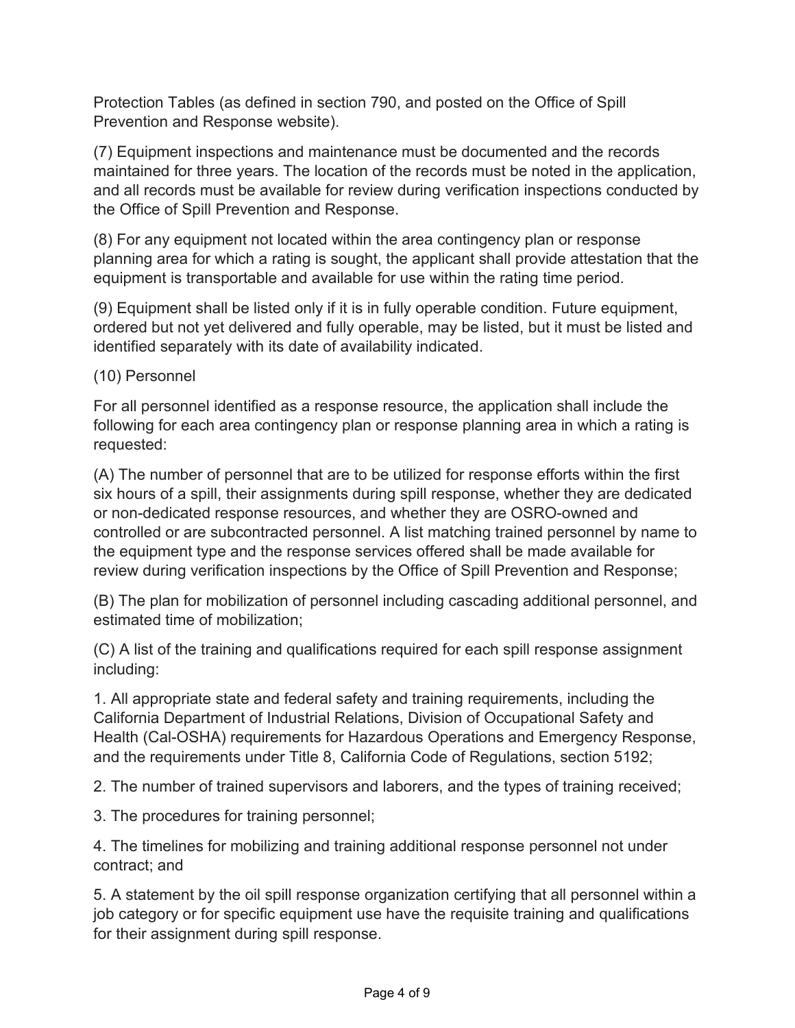Protection Tables (as defined in section 790, and posted on the Office of Spill Prevention and Response website).

(7) Equipment inspections and maintenance must be documented and the records maintained for three years. The location of the records must be noted in the application, and all records must be available for review during verification inspections conducted by the Office of Spill Prevention and Response.

(8) For any equipment not located within the area contingency plan or response planning area for which a rating is sought, the applicant shall provide attestation that the equipment is transportable and available for use within the rating time period.

(9) Equipment shall be listed only if it is in fully operable condition. Future equipment, ordered but not yet delivered and fully operable, may be listed, but it must be listed and identified separately with its date of availability indicated.

(10) Personnel

For all personnel identified as a response resource, the application shall include the following for each area contingency plan or response planning area in which a rating is requested:

(A) The number of personnel that are to be utilized for response efforts within the first six hours of a spill, their assignments during spill response, whether they are dedicated or non-dedicated response resources, and whether they are OSRO-owned and controlled or are subcontracted personnel. A list matching trained personnel by name to the equipment type and the response services offered shall be made available for review during verification inspections by the Office of Spill Prevention and Response;

(B) The plan for mobilization of personnel including cascading additional personnel, and estimated time of mobilization;

(C) A list of the training and qualifications required for each spill response assignment including:

1. All appropriate state and federal safety and training requirements, including the California Department of Industrial Relations, Division of Occupational Safety and Health (Cal-OSHA) requirements for Hazardous Operations and Emergency Response, and the requirements under Title 8, California Code of Regulations, section 5192;

2. The number of trained supervisors and laborers, and the types of training received;

3. The procedures for training personnel;

4. The timelines for mobilizing and training additional response personnel not under contract; and

5. A statement by the oil spill response organization certifying that all personnel within a job category or for specific equipment use have the requisite training and qualifications for their assignment during spill response.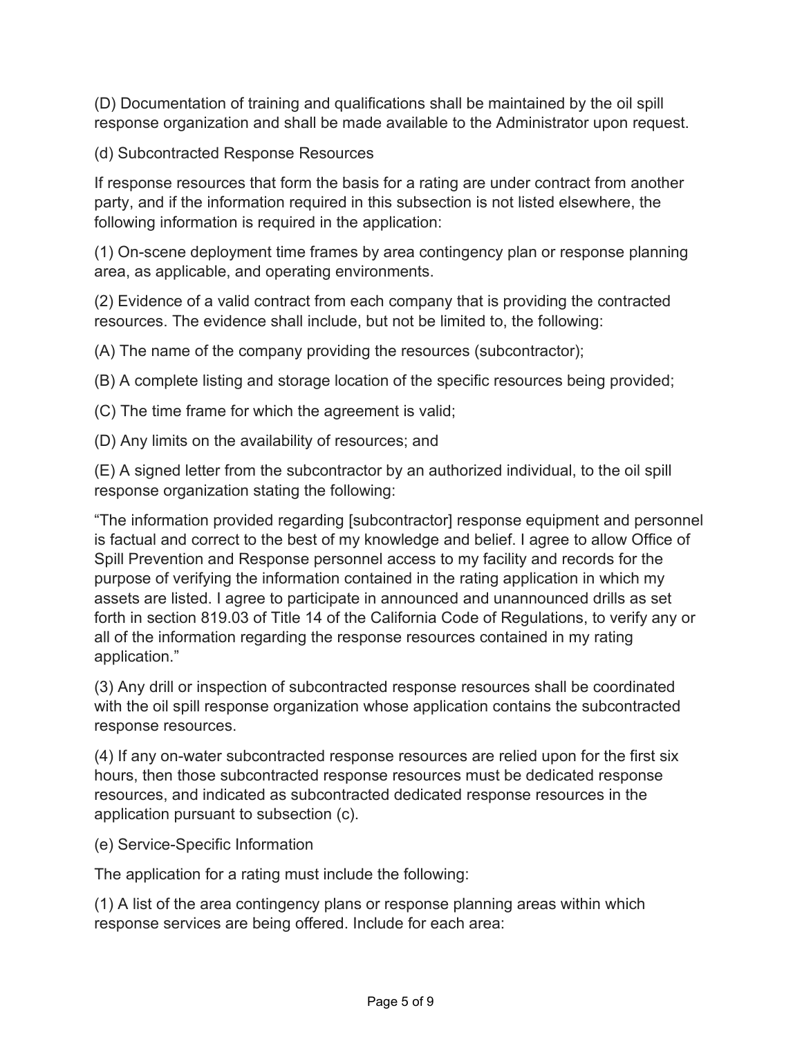(D) Documentation of training and qualifications shall be maintained by the oil spill response organization and shall be made available to the Administrator upon request.

(d) Subcontracted Response Resources

If response resources that form the basis for a rating are under contract from another party, and if the information required in this subsection is not listed elsewhere, the following information is required in the application:

(1) On-scene deployment time frames by area contingency plan or response planning area, as applicable, and operating environments.

(2) Evidence of a valid contract from each company that is providing the contracted resources. The evidence shall include, but not be limited to, the following:

(A) The name of the company providing the resources (subcontractor);

(B) A complete listing and storage location of the specific resources being provided;

(C) The time frame for which the agreement is valid;

(D) Any limits on the availability of resources; and

(E) A signed letter from the subcontractor by an authorized individual, to the oil spill response organization stating the following:

"The information provided regarding [subcontractor] response equipment and personnel is factual and correct to the best of my knowledge and belief. I agree to allow Office of Spill Prevention and Response personnel access to my facility and records for the purpose of verifying the information contained in the rating application in which my assets are listed. I agree to participate in announced and unannounced drills as set forth in section 819.03 of Title 14 of the California Code of Regulations, to verify any or all of the information regarding the response resources contained in my rating application."

(3) Any drill or inspection of subcontracted response resources shall be coordinated with the oil spill response organization whose application contains the subcontracted response resources.

(4) If any on-water subcontracted response resources are relied upon for the first six hours, then those subcontracted response resources must be dedicated response resources, and indicated as subcontracted dedicated response resources in the application pursuant to subsection (c).

(e) Service-Specific Information

The application for a rating must include the following:

(1) A list of the area contingency plans or response planning areas within which response services are being offered. Include for each area: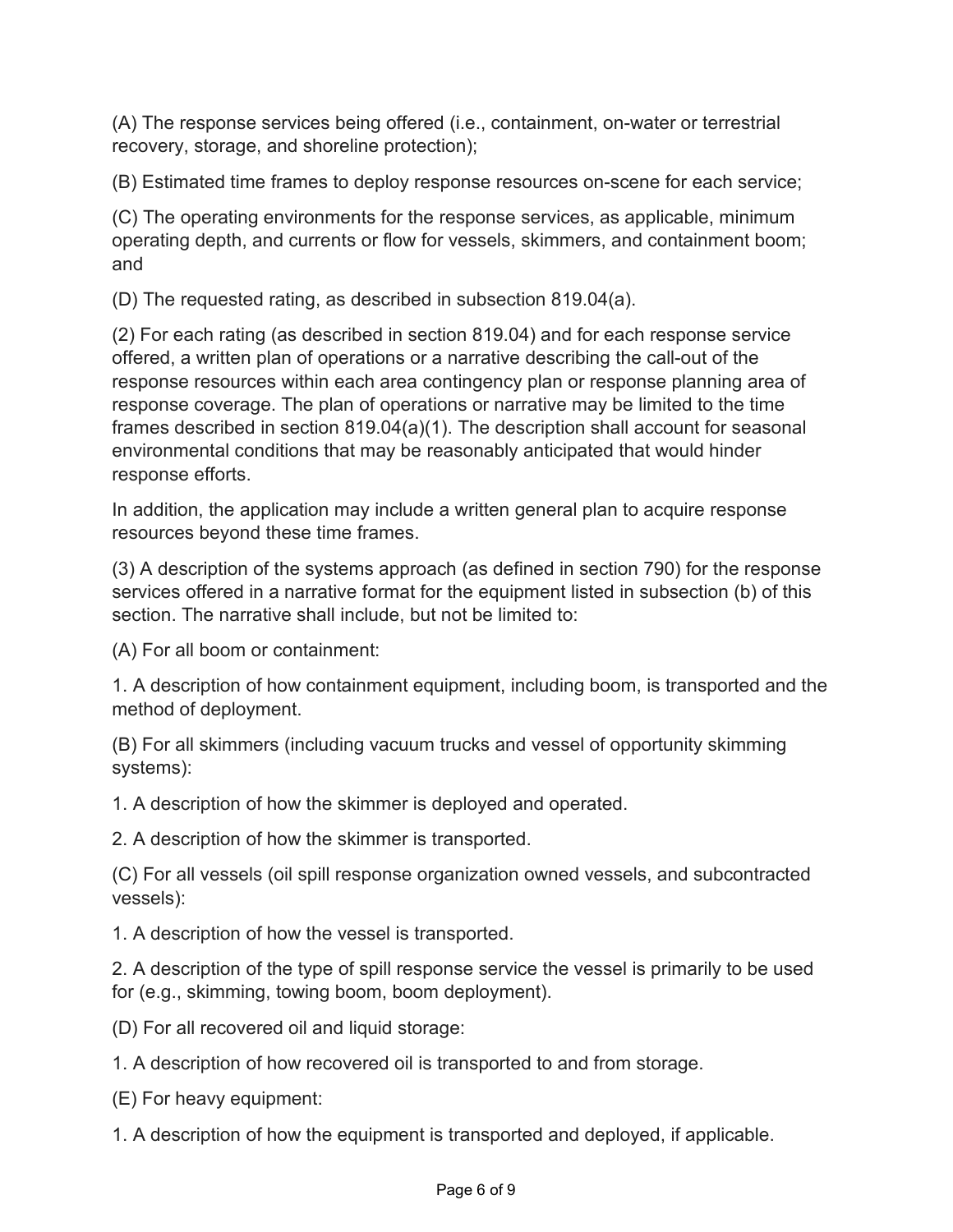(A) The response services being offered (i.e., containment, on-water or terrestrial recovery, storage, and shoreline protection);

(B) Estimated time frames to deploy response resources on-scene for each service;

(C) The operating environments for the response services, as applicable, minimum operating depth, and currents or flow for vessels, skimmers, and containment boom; and

(D) The requested rating, as described in subsection 819.04(a).

(2) For each rating (as described in section 819.04) and for each response service offered, a written plan of operations or a narrative describing the call-out of the response resources within each area contingency plan or response planning area of response coverage. The plan of operations or narrative may be limited to the time frames described in section 819.04(a)(1). The description shall account for seasonal environmental conditions that may be reasonably anticipated that would hinder response efforts.

In addition, the application may include a written general plan to acquire response resources beyond these time frames.

(3) A description of the systems approach (as defined in section 790) for the response services offered in a narrative format for the equipment listed in subsection (b) of this section. The narrative shall include, but not be limited to:

(A) For all boom or containment:

1. A description of how containment equipment, including boom, is transported and the method of deployment.

(B) For all skimmers (including vacuum trucks and vessel of opportunity skimming systems):

1. A description of how the skimmer is deployed and operated.

2. A description of how the skimmer is transported.

(C) For all vessels (oil spill response organization owned vessels, and subcontracted vessels):

1. A description of how the vessel is transported.

2. A description of the type of spill response service the vessel is primarily to be used for (e.g., skimming, towing boom, boom deployment).

(D) For all recovered oil and liquid storage:

1. A description of how recovered oil is transported to and from storage.

(E) For heavy equipment:

1. A description of how the equipment is transported and deployed, if applicable.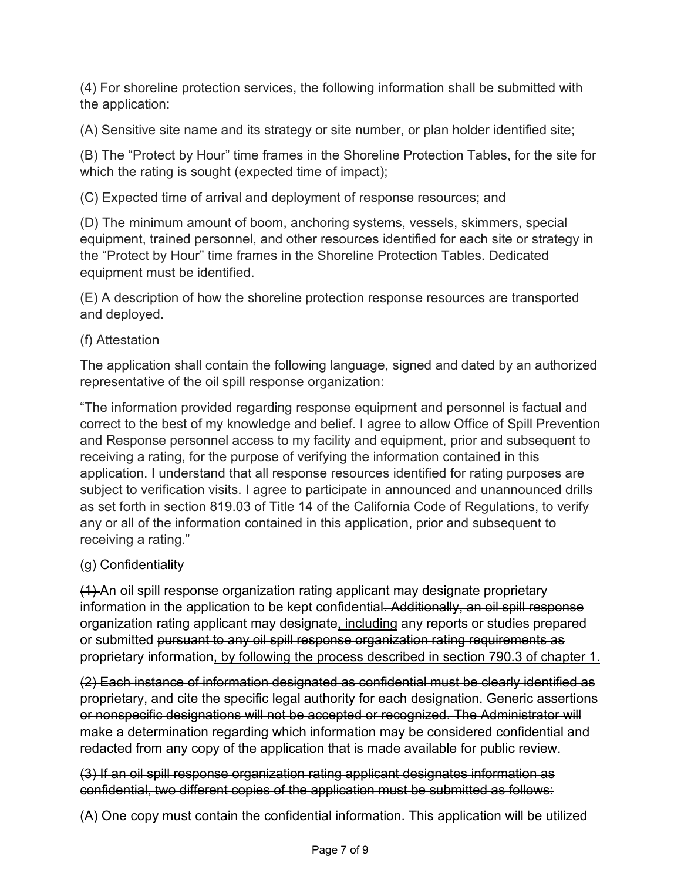(4) For shoreline protection services, the following information shall be submitted with the application:

(A) Sensitive site name and its strategy or site number, or plan holder identified site;

(B) The "Protect by Hour" time frames in the Shoreline Protection Tables, for the site for which the rating is sought (expected time of impact);

(C) Expected time of arrival and deployment of response resources; and

(D) The minimum amount of boom, anchoring systems, vessels, skimmers, special equipment, trained personnel, and other resources identified for each site or strategy in the "Protect by Hour" time frames in the Shoreline Protection Tables. Dedicated equipment must be identified.

(E) A description of how the shoreline protection response resources are transported and deployed.

(f) Attestation

The application shall contain the following language, signed and dated by an authorized representative of the oil spill response organization:

"The information provided regarding response equipment and personnel is factual and correct to the best of my knowledge and belief. I agree to allow Office of Spill Prevention and Response personnel access to my facility and equipment, prior and subsequent to receiving a rating, for the purpose of verifying the information contained in this application. I understand that all response resources identified for rating purposes are subject to verification visits. I agree to participate in announced and unannounced drills as set forth in section 819.03 of Title 14 of the California Code of Regulations, to verify any or all of the information contained in this application, prior and subsequent to receiving a rating."

(g) Confidentiality

~~(1)~~ An oil spill response organization rating applicant may designate proprietary information in the application to be kept confidential~~. Additionally, an oil spill response organization rating applicant may designate~~, including any reports or studies prepared or submitted ~~pursuant to any oil spill response organization rating requirements as proprietary information~~, by following the process described in section 790.3 of chapter 1.

~~(2) Each instance of information designated as confidential must be clearly identified as proprietary, and cite the specific legal authority for each designation. Generic assertions or nonspecific designations will not be accepted or recognized. The Administrator will make a determination regarding which information may be considered confidential and redacted from any copy of the application that is made available for public review.~~

~~(3) If an oil spill response organization rating applicant designates information as confidential, two different copies of the application must be submitted as follows:~~

~~(A) One copy must contain the confidential information. This application will be utilized~~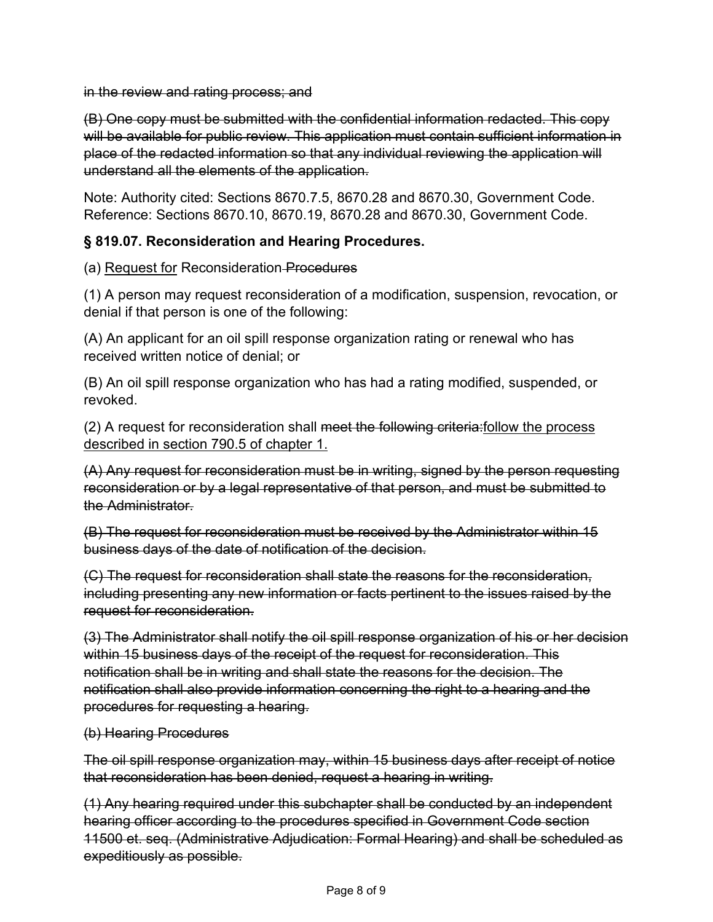~~in the review and rating process; and~~

~~(B) One copy must be submitted with the confidential information redacted. This copy will be available for public review. This application must contain sufficient information in place of the redacted information so that any individual reviewing the application will understand all the elements of the application.~~

Note: Authority cited: Sections 8670.7.5, 8670.28 and 8670.30, Government Code. Reference: Sections 8670.10, 8670.19, 8670.28 and 8670.30, Government Code.

**§ 819.07. Reconsideration and Hearing Procedures.**

(a) <u>Request for</u> Reconsideration ~~Procedures~~

(1) A person may request reconsideration of a modification, suspension, revocation, or denial if that person is one of the following:

(A) An applicant for an oil spill response organization rating or renewal who has received written notice of denial; or

(B) An oil spill response organization who has had a rating modified, suspended, or revoked.

(2) A request for reconsideration shall ~~meet the following criteria:~~<u>follow the process described in section 790.5 of chapter 1.</u>

~~(A) Any request for reconsideration must be in writing, signed by the person requesting reconsideration or by a legal representative of that person, and must be submitted to the Administrator.~~

~~(B) The request for reconsideration must be received by the Administrator within 15 business days of the date of notification of the decision.~~

~~(C) The request for reconsideration shall state the reasons for the reconsideration, including presenting any new information or facts pertinent to the issues raised by the request for reconsideration.~~

~~(3) The Administrator shall notify the oil spill response organization of his or her decision within 15 business days of the receipt of the request for reconsideration. This notification shall be in writing and shall state the reasons for the decision. The notification shall also provide information concerning the right to a hearing and the procedures for requesting a hearing.~~

~~(b) Hearing Procedures~~

~~The oil spill response organization may, within 15 business days after receipt of notice that reconsideration has been denied, request a hearing in writing.~~

~~(1) Any hearing required under this subchapter shall be conducted by an independent hearing officer according to the procedures specified in Government Code section 11500 et. seq. (Administrative Adjudication: Formal Hearing) and shall be scheduled as expeditiously as possible.~~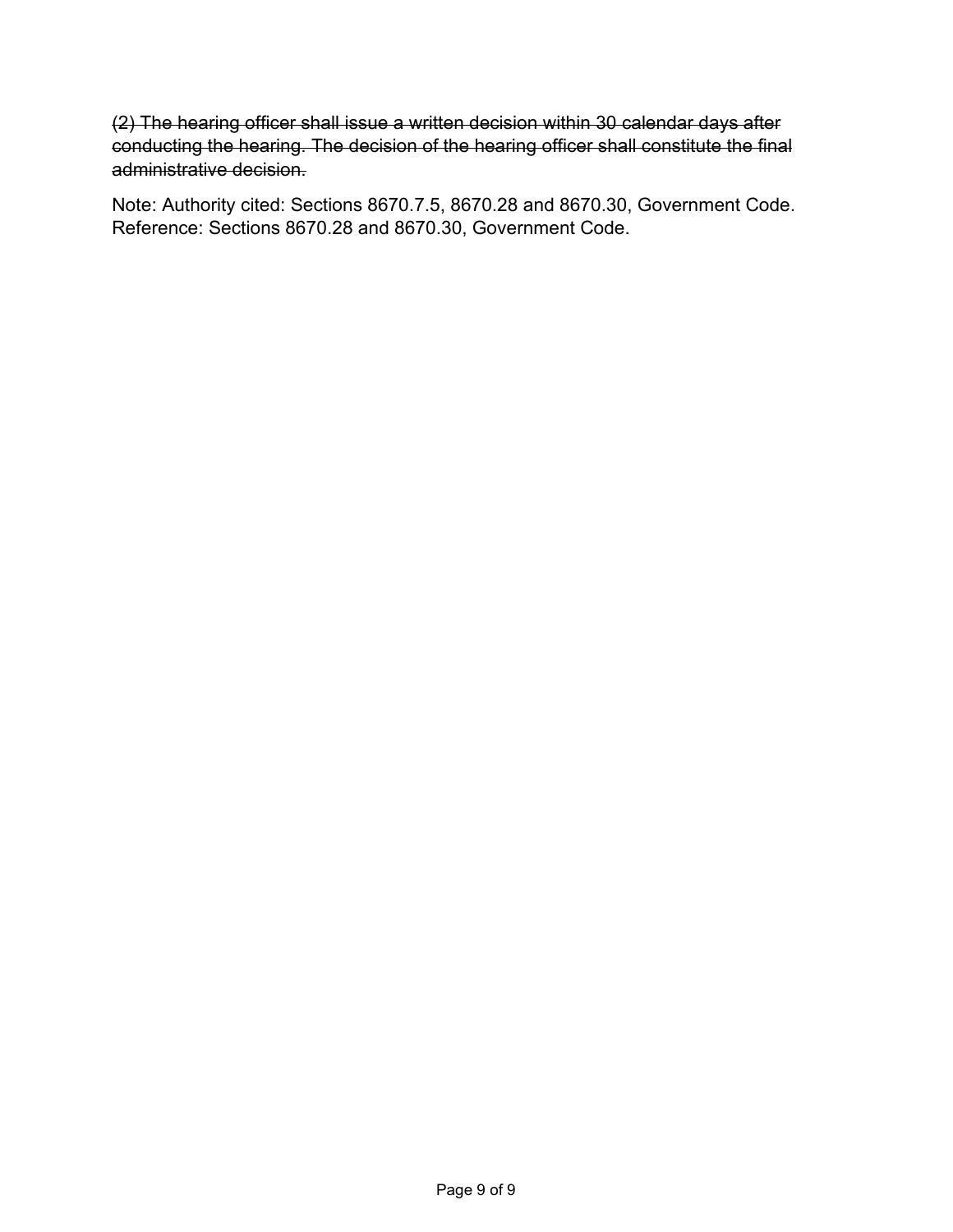~~(2) The hearing officer shall issue a written decision within 30 calendar days after conducting the hearing. The decision of the hearing officer shall constitute the final administrative decision.~~

Note: Authority cited: Sections 8670.7.5, 8670.28 and 8670.30, Government Code. Reference: Sections 8670.28 and 8670.30, Government Code.